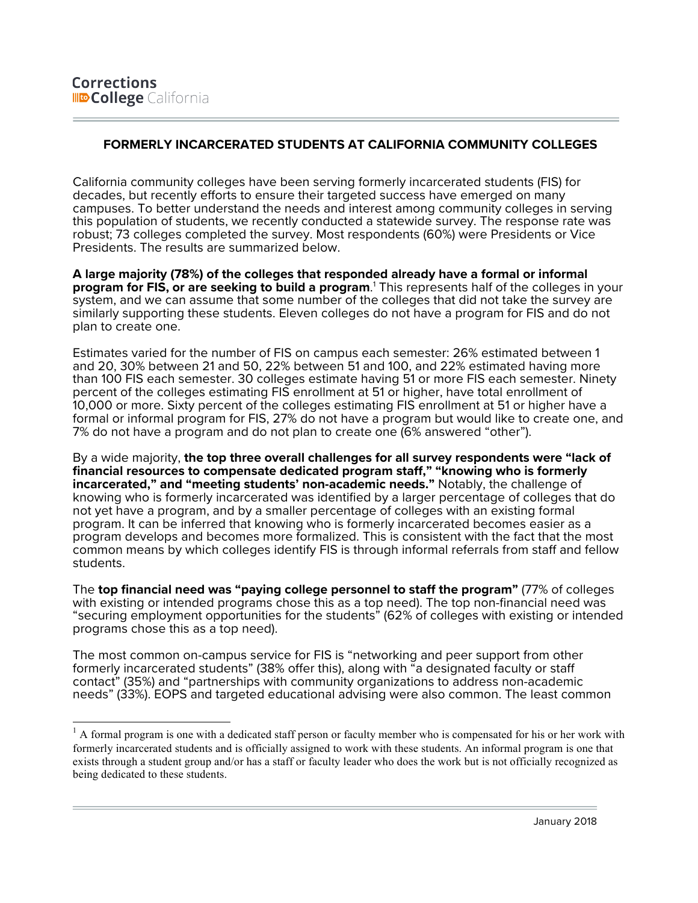Corrections
College California

## FORMERLY INCARCERATED STUDENTS AT CALIFORNIA COMMUNITY COLLEGES

California community colleges have been serving formerly incarcerated students (FIS) for decades, but recently efforts to ensure their targeted success have emerged on many campuses. To better understand the needs and interest among community colleges in serving this population of students, we recently conducted a statewide survey. The response rate was robust; 73 colleges completed the survey. Most respondents (60%) were Presidents or Vice Presidents. The results are summarized below.

**A large majority (78%) of the colleges that responded already have a formal or informal program for FIS, or are seeking to build a program**.[1] This represents half of the colleges in your system, and we can assume that some number of the colleges that did not take the survey are similarly supporting these students. Eleven colleges do not have a program for FIS and do not plan to create one.

Estimates varied for the number of FIS on campus each semester: 26% estimated between 1 and 20, 30% between 21 and 50, 22% between 51 and 100, and 22% estimated having more than 100 FIS each semester. 30 colleges estimate having 51 or more FIS each semester. Ninety percent of the colleges estimating FIS enrollment at 51 or higher, have total enrollment of 10,000 or more. Sixty percent of the colleges estimating FIS enrollment at 51 or higher have a formal or informal program for FIS, 27% do not have a program but would like to create one, and 7% do not have a program and do not plan to create one (6% answered "other").

By a wide majority, **the top three overall challenges for all survey respondents were "lack of financial resources to compensate dedicated program staff," "knowing who is formerly incarcerated," and "meeting students' non-academic needs."** Notably, the challenge of knowing who is formerly incarcerated was identified by a larger percentage of colleges that do not yet have a program, and by a smaller percentage of colleges with an existing formal program. It can be inferred that knowing who is formerly incarcerated becomes easier as a program develops and becomes more formalized. This is consistent with the fact that the most common means by which colleges identify FIS is through informal referrals from staff and fellow students.

The **top financial need was "paying college personnel to staff the program"** (77% of colleges with existing or intended programs chose this as a top need). The top non-financial need was "securing employment opportunities for the students" (62% of colleges with existing or intended programs chose this as a top need).

The most common on-campus service for FIS is "networking and peer support from other formerly incarcerated students" (38% offer this), along with "a designated faculty or staff contact" (35%) and "partnerships with community organizations to address non-academic needs" (33%). EOPS and targeted educational advising were also common. The least common

[1] A formal program is one with a dedicated staff person or faculty member who is compensated for his or her work with formerly incarcerated students and is officially assigned to work with these students. An informal program is one that exists through a student group and/or has a staff or faculty leader who does the work but is not officially recognized as being dedicated to these students.

January 2018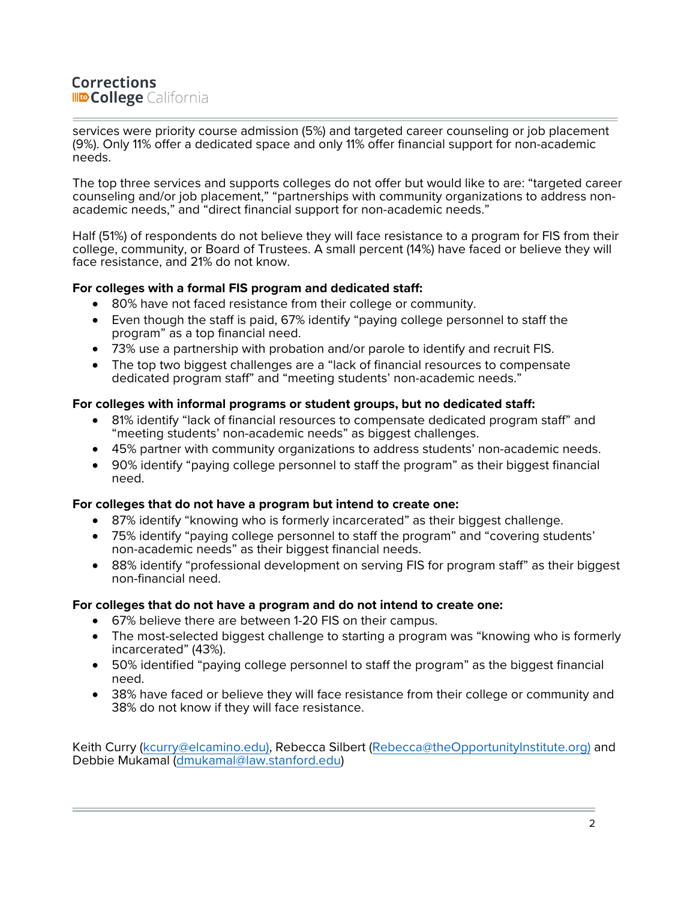services were priority course admission (5%) and targeted career counseling or job placement (9%). Only 11% offer a dedicated space and only 11% offer financial support for non-academic needs.

The top three services and supports colleges do not offer but would like to are: "targeted career counseling and/or job placement," "partnerships with community organizations to address non-academic needs," and "direct financial support for non-academic needs."

Half (51%) of respondents do not believe they will face resistance to a program for FIS from their college, community, or Board of Trustees. A small percent (14%) have faced or believe they will face resistance, and 21% do not know.

**For colleges with a formal FIS program and dedicated staff:**

- 80% have not faced resistance from their college or community.
- Even though the staff is paid, 67% identify "paying college personnel to staff the program" as a top financial need.
- 73% use a partnership with probation and/or parole to identify and recruit FIS.
- The top two biggest challenges are a "lack of financial resources to compensate dedicated program staff" and "meeting students' non-academic needs."

**For colleges with informal programs or student groups, but no dedicated staff:**

- 81% identify "lack of financial resources to compensate dedicated program staff" and "meeting students' non-academic needs" as biggest challenges.
- 45% partner with community organizations to address students' non-academic needs.
- 90% identify "paying college personnel to staff the program" as their biggest financial need.

**For colleges that do not have a program but intend to create one:**

- 87% identify "knowing who is formerly incarcerated" as their biggest challenge.
- 75% identify "paying college personnel to staff the program" and "covering students' non-academic needs" as their biggest financial needs.
- 88% identify "professional development on serving FIS for program staff" as their biggest non-financial need.

**For colleges that do not have a program and do not intend to create one:**

- 67% believe there are between 1-20 FIS on their campus.
- The most-selected biggest challenge to starting a program was "knowing who is formerly incarcerated" (43%).
- 50% identified "paying college personnel to staff the program" as the biggest financial need.
- 38% have faced or believe they will face resistance from their college or community and 38% do not know if they will face resistance.

Keith Curry (kcurry@elcamino.edu), Rebecca Silbert (Rebecca@theOpportunityInstitute.org) and Debbie Mukamal (dmukamal@law.stanford.edu)